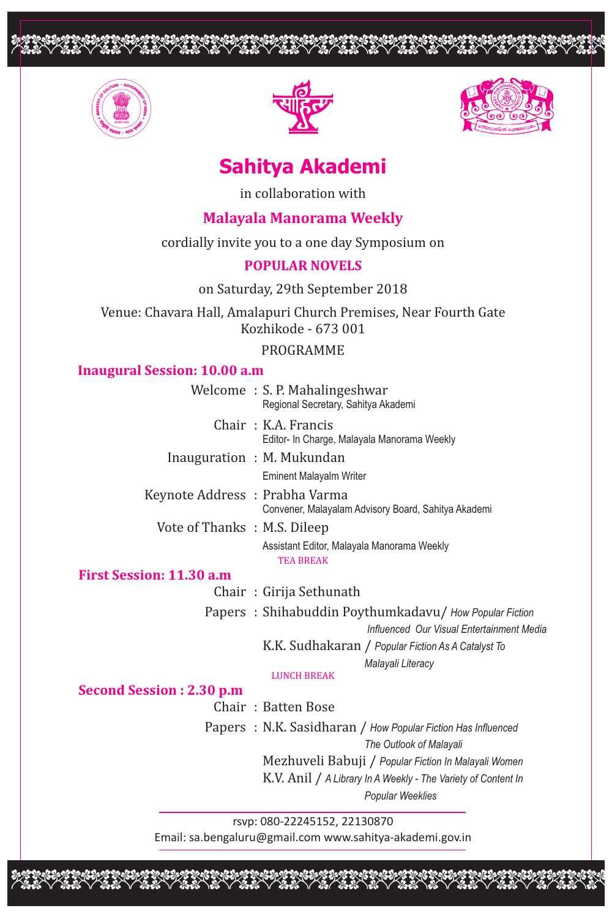# Sahitya Akademi

in collaboration with

**Malayala Manorama Weekly**

cordially invite you to a one day Symposium on

**POPULAR NOVELS**

on Saturday, 29th September 2018

Venue: Chavara Hall, Amalapuri Church Premises, Near Fourth Gate
Kozhikode - 673 001

PROGRAMME

## Inaugural Session: 10.00 a.m

Welcome : S. P. Mahalingeshwar
Regional Secretary, Sahitya Akademi

Chair : K.A. Francis
Editor- In Charge, Malayala Manorama Weekly

Inauguration : M. Mukundan
Eminent Malayalm Writer

Keynote Address : Prabha Varma
Convener, Malayalam Advisory Board, Sahitya Akademi

Vote of Thanks : M.S. Dileep
Assistant Editor, Malayala Manorama Weekly

TEA BREAK

## First Session: 11.30 a.m

Chair : Girija Sethunath

Papers : Shihabuddin Poythumkadavu/ *How Popular Fiction Influenced Our Visual Entertainment Media*

K.K. Sudhakaran / *Popular Fiction As A Catalyst To Malayali Literacy*

LUNCH BREAK

## Second Session : 2.30 p.m

Chair : Batten Bose

Papers : N.K. Sasidharan / *How Popular Fiction Has Influenced The Outlook of Malayali*

Mezhuveli Babuji / *Popular Fiction In Malayali Women*

K.V. Anil / *A Library In A Weekly - The Variety of Content In Popular Weeklies*

---

rsvp: 080-22245152, 22130870

Email: sa.bengaluru@gmail.com www.sahitya-akademi.gov.in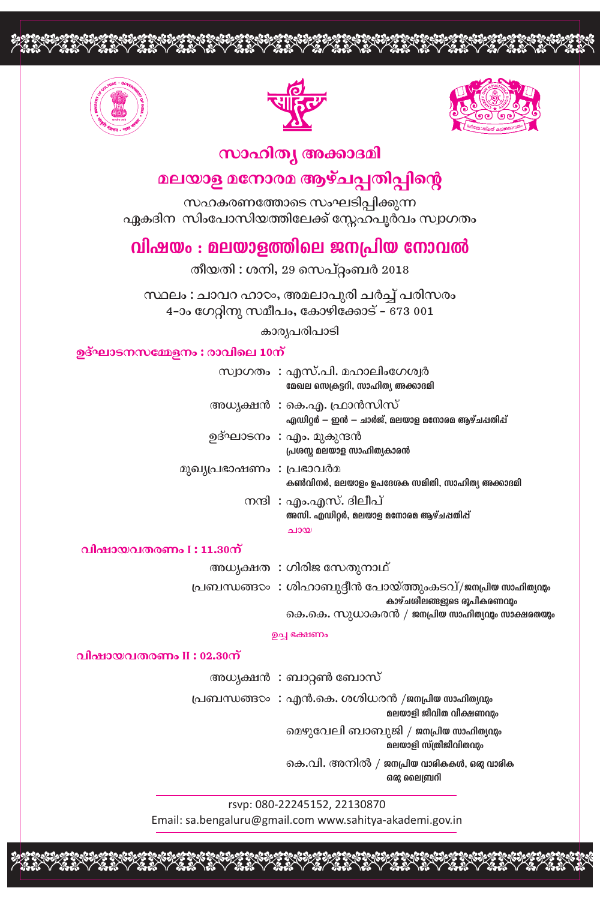# സാഹിത്യ അക്കാദമി

## മലയാള മനോരമ ആഴ്ചപ്പതിപ്പിന്റെ

സഹകരണത്തോടെ സംഘടിപ്പിക്കുന്ന
ഏകദിന സിംപോസിയത്തിലേക്ക് സ്നേഹപൂർവം സ്വാഗതം

## വിഷയം : മലയാളത്തിലെ ജനപ്രിയ നോവൽ

തീയതി : ശനി, 29 സെപ്റ്റംബർ 2018

സ്ഥലം : ചാവറ ഹാൾ, അമലാപുരി ചർച്ച് പരിസരം
4-ാം ഗേറ്റിനു സമീപം, കോഴിക്കോട് - 673 001

കാര്യപരിപാടി

### ഉദ്ഘാടനസമ്മേളനം : രാവിലെ 10ന്

സ്വാഗതം : എസ്.പി. മഹാലിംഗേശ്വർ
**മേഖല സെക്രട്ടറി, സാഹിത്യ അക്കാദമി**

അധ്യക്ഷൻ : കെ.എ. ഫ്രാൻസിസ്
**എഡിറ്റർ – ഇൻ – ചാർജ്, മലയാള മനോരമ ആഴ്ചപ്പതിപ്പ്**

ഉദ്ഘാടനം : എം. മുകുന്ദൻ
**പ്രശസ്ത മലയാള സാഹിത്യകാരൻ**

മുഖ്യപ്രഭാഷണം : പ്രഭാവർമ
**കൺവിനർ, മലയാളം ഉപദേശക സമിതി, സാഹിത്യ അക്കാദമി**

നന്ദി : എം.എസ്. ദിലീപ്
**അസി. എഡിറ്റർ, മലയാള മനോരമ ആഴ്ചപ്പതിപ്പ്**

ചായ

### വിഷയാവതരണം I : 11.30ന്

അധ്യക്ഷത : ഗിരിജ സേതുനാഥ്

പ്രബന്ധങ്ങൾ : ശിഹാബുദ്ദീൻ പോയ്ത്തുംകടവ്/**ജനപ്രിയ സാഹിത്യവും കാഴ്ചശീലങ്ങളുടെ രൂപീകരണവും**

കെ.കെ. സുധാകരൻ / **ജനപ്രിയ സാഹിത്യവും സാക്ഷരതയും**

ഉച്ച ഭക്ഷണം

### വിഷയാവതരണം II : 02.30ന്

അധ്യക്ഷൻ : ബാറ്റൺ ബോസ്

പ്രബന്ധങ്ങൾ : എൻ.കെ. ശശിധരൻ /**ജനപ്രിയ സാഹിത്യവും മലയാളി ജീവിത വീക്ഷണവും**

മെഴുവേലി ബാബുജി / **ജനപ്രിയ സാഹിത്യവും മലയാളി സ്ത്രീജീവിതവും**

കെ.വി. അനിൽ / **ജനപ്രിയ വാരികകൾ, ഒരു വാരിക ഒരു ലൈബ്രറി**

rsvp: 080-22245152, 22130870
Email: sa.bengaluru@gmail.com www.sahitya-akademi.gov.in